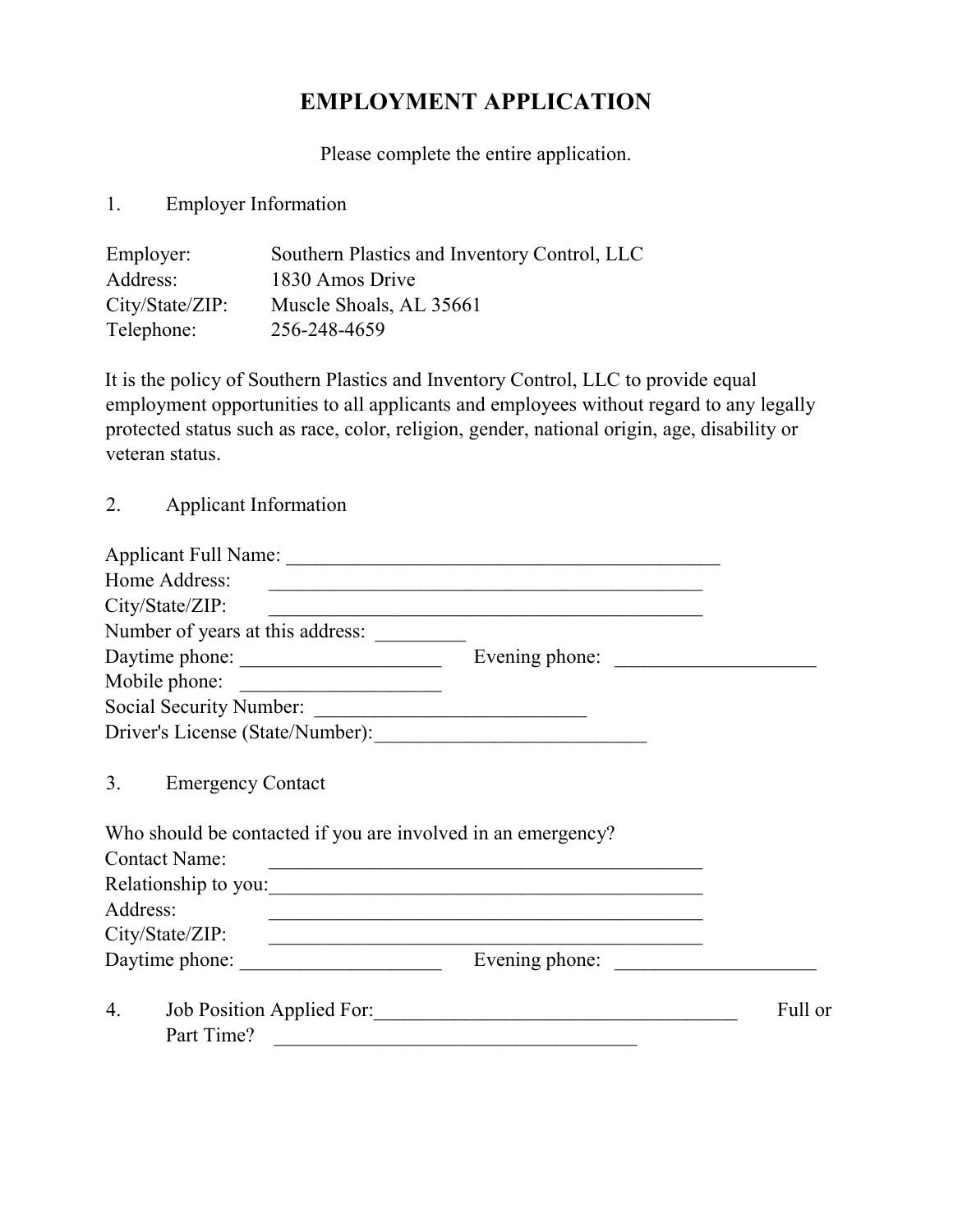# EMPLOYMENT APPLICATION

Please complete the entire application.

1. Employer Information

Employer: Southern Plastics and Inventory Control, LLC
Address: 1830 Amos Drive
City/State/ZIP: Muscle Shoals, AL 35661
Telephone: 256-248-4659

It is the policy of Southern Plastics and Inventory Control, LLC to provide equal employment opportunities to all applicants and employees without regard to any legally protected status such as race, color, religion, gender, national origin, age, disability or veteran status.

2. Applicant Information

Applicant Full Name: ______________________________________________
Home Address: ______________________________________________
City/State/ZIP: ______________________________________________
Number of years at this address: _________
Daytime phone: ____________________ Evening phone: ____________________
Mobile phone: ____________________
Social Security Number: ___________________________
Driver's License (State/Number):___________________________

3. Emergency Contact

Who should be contacted if you are involved in an emergency?
Contact Name: ______________________________________________
Relationship to you:______________________________________________
Address: ______________________________________________
City/State/ZIP: ______________________________________________
Daytime phone: ____________________ Evening phone: ____________________

4. Job Position Applied For:____________________________________ Full or Part Time? ____________________________________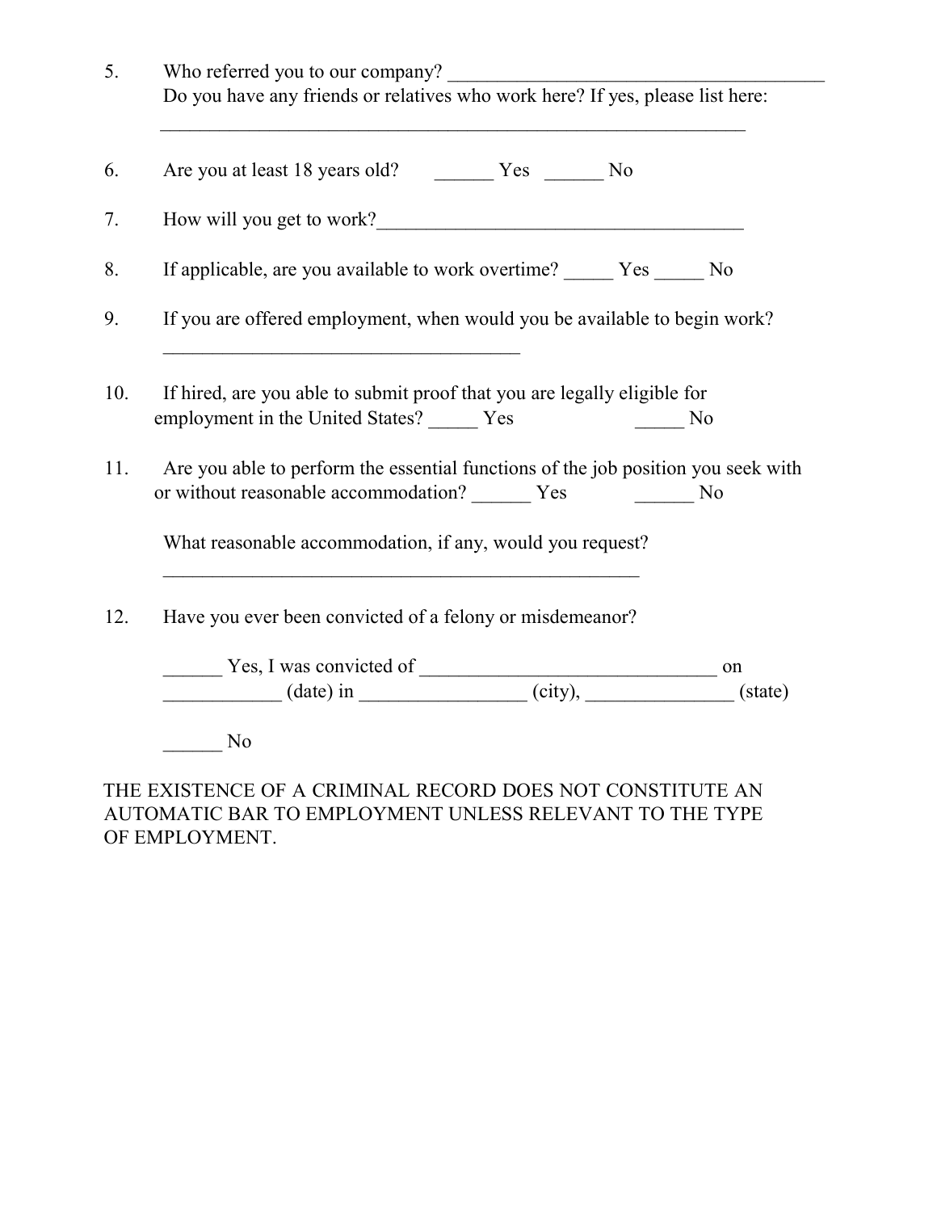5. Who referred you to our company? ________________________________________
   Do you have any friends or relatives who work here? If yes, please list here:
   ________________________________________________________________

6. Are you at least 18 years old? ______ Yes ______ No

7. How will you get to work?________________________________________

8. If applicable, are you available to work overtime? _____ Yes _____ No

9. If you are offered employment, when would you be available to begin work?
   ______________________________________

10. If hired, are you able to submit proof that you are legally eligible for employment in the United States? _____ Yes _____ No

11. Are you able to perform the essential functions of the job position you seek with or without reasonable accommodation? ______ Yes ______ No

    What reasonable accommodation, if any, would you request?
    ___________________________________________________

12. Have you ever been convicted of a felony or misdemeanor?

    ______ Yes, I was convicted of ______________________________ on ____________ (date) in _________________ (city), _______________ (state)

    ______ No

THE EXISTENCE OF A CRIMINAL RECORD DOES NOT CONSTITUTE AN AUTOMATIC BAR TO EMPLOYMENT UNLESS RELEVANT TO THE TYPE OF EMPLOYMENT.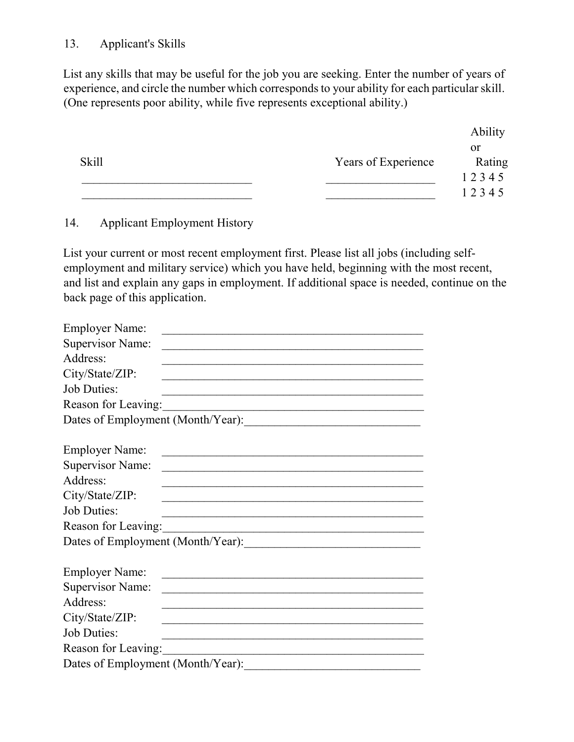## 13. Applicant's Skills

List any skills that may be useful for the job you are seeking. Enter the number of years of experience, and circle the number which corresponds to your ability for each particular skill. (One represents poor ability, while five represents exceptional ability.)

| Skill | Years of Experience | Ability or Rating |
|---|---|---|
| ____________________________ | __________________ | 1 2 3 4 5 |
| ____________________________ | __________________ | 1 2 3 4 5 |

## 14. Applicant Employment History

List your current or most recent employment first. Please list all jobs (including self-employment and military service) which you have held, beginning with the most recent, and list and explain any gaps in employment. If additional space is needed, continue on the back page of this application.

Employer Name: ____________________________________________
Supervisor Name: ____________________________________________
Address: ____________________________________________
City/State/ZIP: ____________________________________________
Job Duties: ____________________________________________
Reason for Leaving: ____________________________________________
Dates of Employment (Month/Year): _____________________________

Employer Name: ____________________________________________
Supervisor Name: ____________________________________________
Address: ____________________________________________
City/State/ZIP: ____________________________________________
Job Duties: ____________________________________________
Reason for Leaving: ____________________________________________
Dates of Employment (Month/Year): _____________________________

Employer Name: ____________________________________________
Supervisor Name: ____________________________________________
Address: ____________________________________________
City/State/ZIP: ____________________________________________
Job Duties: ____________________________________________
Reason for Leaving: ____________________________________________
Dates of Employment (Month/Year): _____________________________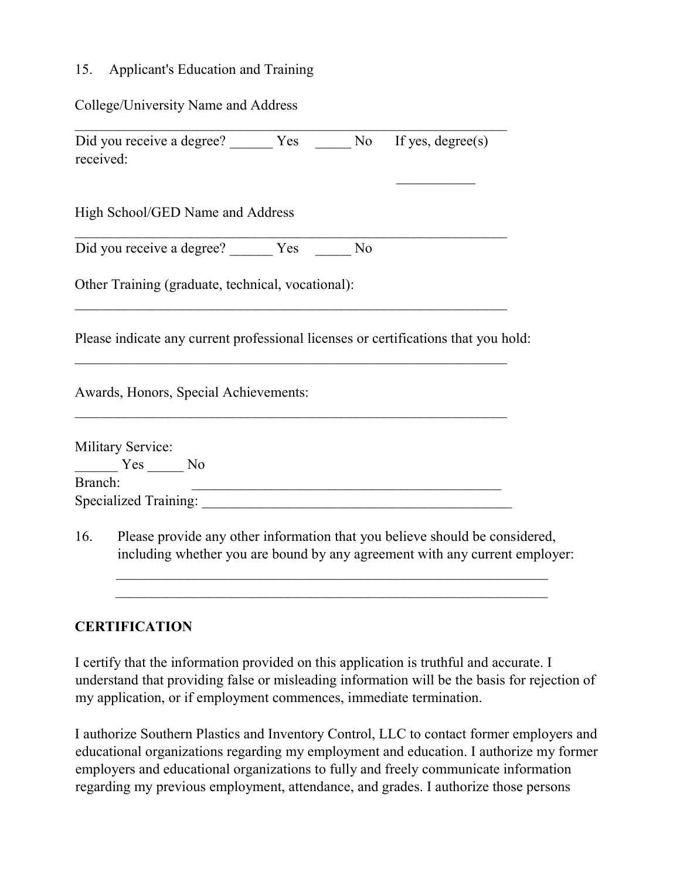15. Applicant's Education and Training

College/University Name and Address

_______________________________________________________________

Did you receive a degree? ______ Yes _____ No If yes, degree(s) received:

___________

High School/GED Name and Address

_______________________________________________________________

Did you receive a degree? ______ Yes _____ No

Other Training (graduate, technical, vocational):

_______________________________________________________________

Please indicate any current professional licenses or certifications that you hold:

_______________________________________________________________

Awards, Honors, Special Achievements:

_______________________________________________________________

Military Service:
______ Yes _____ No
Branch: _____________________________________________
Specialized Training: _____________________________________________

16. Please provide any other information that you believe should be considered, including whether you are bound by any agreement with any current employer:

_______________________________________________________________
_______________________________________________________________

**CERTIFICATION**

I certify that the information provided on this application is truthful and accurate. I understand that providing false or misleading information will be the basis for rejection of my application, or if employment commences, immediate termination.

I authorize Southern Plastics and Inventory Control, LLC to contact former employers and educational organizations regarding my employment and education. I authorize my former employers and educational organizations to fully and freely communicate information regarding my previous employment, attendance, and grades. I authorize those persons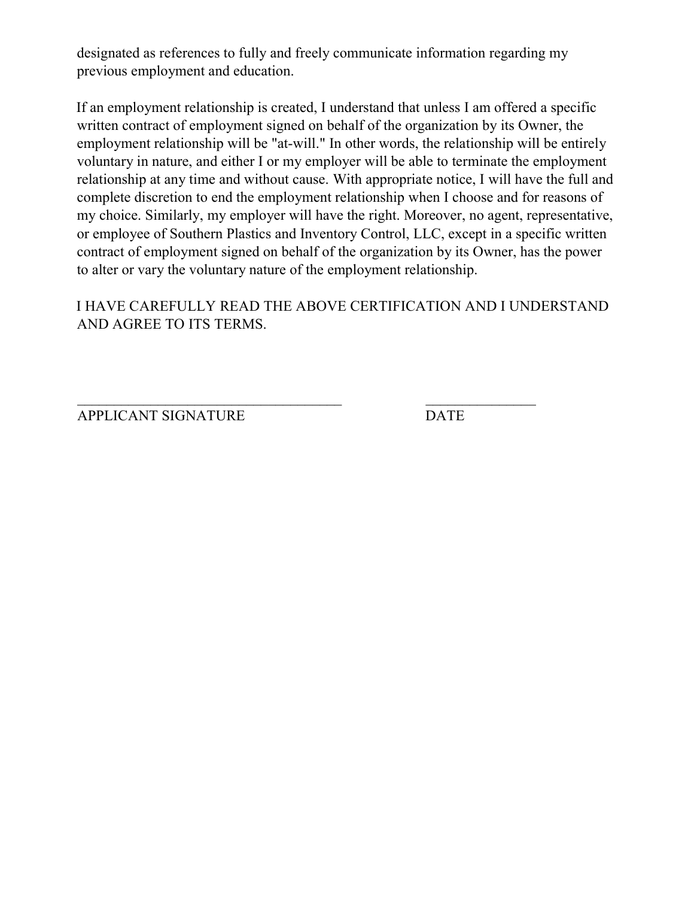designated as references to fully and freely communicate information regarding my previous employment and education.

If an employment relationship is created, I understand that unless I am offered a specific written contract of employment signed on behalf of the organization by its Owner, the employment relationship will be "at-will." In other words, the relationship will be entirely voluntary in nature, and either I or my employer will be able to terminate the employment relationship at any time and without cause. With appropriate notice, I will have the full and complete discretion to end the employment relationship when I choose and for reasons of my choice. Similarly, my employer will have the right. Moreover, no agent, representative, or employee of Southern Plastics and Inventory Control, LLC, except in a specific written contract of employment signed on behalf of the organization by its Owner, has the power to alter or vary the voluntary nature of the employment relationship.

I HAVE CAREFULLY READ THE ABOVE CERTIFICATION AND I UNDERSTAND AND AGREE TO ITS TERMS.

_____________________________________ _______________

APPLICANT SIGNATURE DATE